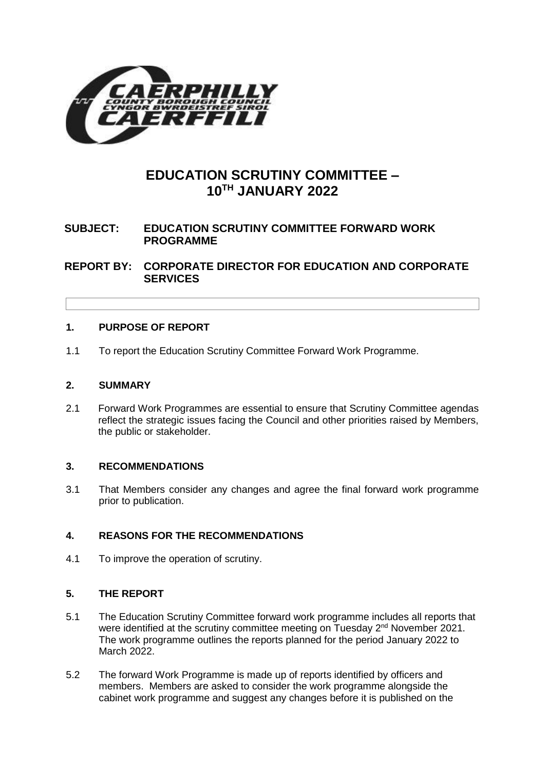# EDUCATION SCRUTINY COMMITTEE – 10TH JANUARY 2022

**SUBJECT: EDUCATION SCRUTINY COMMITTEE FORWARD WORK PROGRAMME**

**REPORT BY: CORPORATE DIRECTOR FOR EDUCATION AND CORPORATE SERVICES**

## 1. PURPOSE OF REPORT

1.1 To report the Education Scrutiny Committee Forward Work Programme.

## 2. SUMMARY

2.1 Forward Work Programmes are essential to ensure that Scrutiny Committee agendas reflect the strategic issues facing the Council and other priorities raised by Members, the public or stakeholder.

## 3. RECOMMENDATIONS

3.1 That Members consider any changes and agree the final forward work programme prior to publication.

## 4. REASONS FOR THE RECOMMENDATIONS

4.1 To improve the operation of scrutiny.

## 5. THE REPORT

5.1 The Education Scrutiny Committee forward work programme includes all reports that were identified at the scrutiny committee meeting on Tuesday 2nd November 2021. The work programme outlines the reports planned for the period January 2022 to March 2022.

5.2 The forward Work Programme is made up of reports identified by officers and members. Members are asked to consider the work programme alongside the cabinet work programme and suggest any changes before it is published on the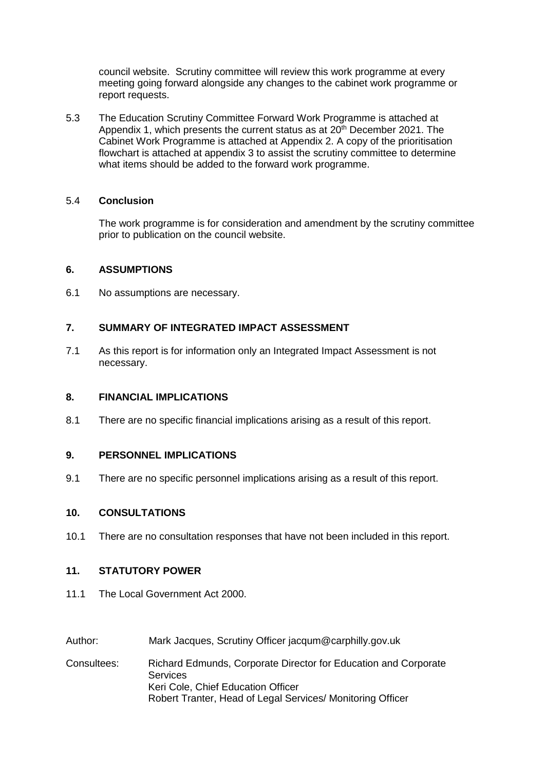council website. Scrutiny committee will review this work programme at every meeting going forward alongside any changes to the cabinet work programme or report requests.

5.3 The Education Scrutiny Committee Forward Work Programme is attached at Appendix 1, which presents the current status as at 20th December 2021. The Cabinet Work Programme is attached at Appendix 2. A copy of the prioritisation flowchart is attached at appendix 3 to assist the scrutiny committee to determine what items should be added to the forward work programme.

5.4 **Conclusion**

The work programme is for consideration and amendment by the scrutiny committee prior to publication on the council website.

## 6. ASSUMPTIONS

6.1 No assumptions are necessary.

## 7. SUMMARY OF INTEGRATED IMPACT ASSESSMENT

7.1 As this report is for information only an Integrated Impact Assessment is not necessary.

## 8. FINANCIAL IMPLICATIONS

8.1 There are no specific financial implications arising as a result of this report.

## 9. PERSONNEL IMPLICATIONS

9.1 There are no specific personnel implications arising as a result of this report.

## 10. CONSULTATIONS

10.1 There are no consultation responses that have not been included in this report.

## 11. STATUTORY POWER

11.1 The Local Government Act 2000.

Author: Mark Jacques, Scrutiny Officer jacqum@carphilly.gov.uk

Consultees: Richard Edmunds, Corporate Director for Education and Corporate Services
Keri Cole, Chief Education Officer
Robert Tranter, Head of Legal Services/ Monitoring Officer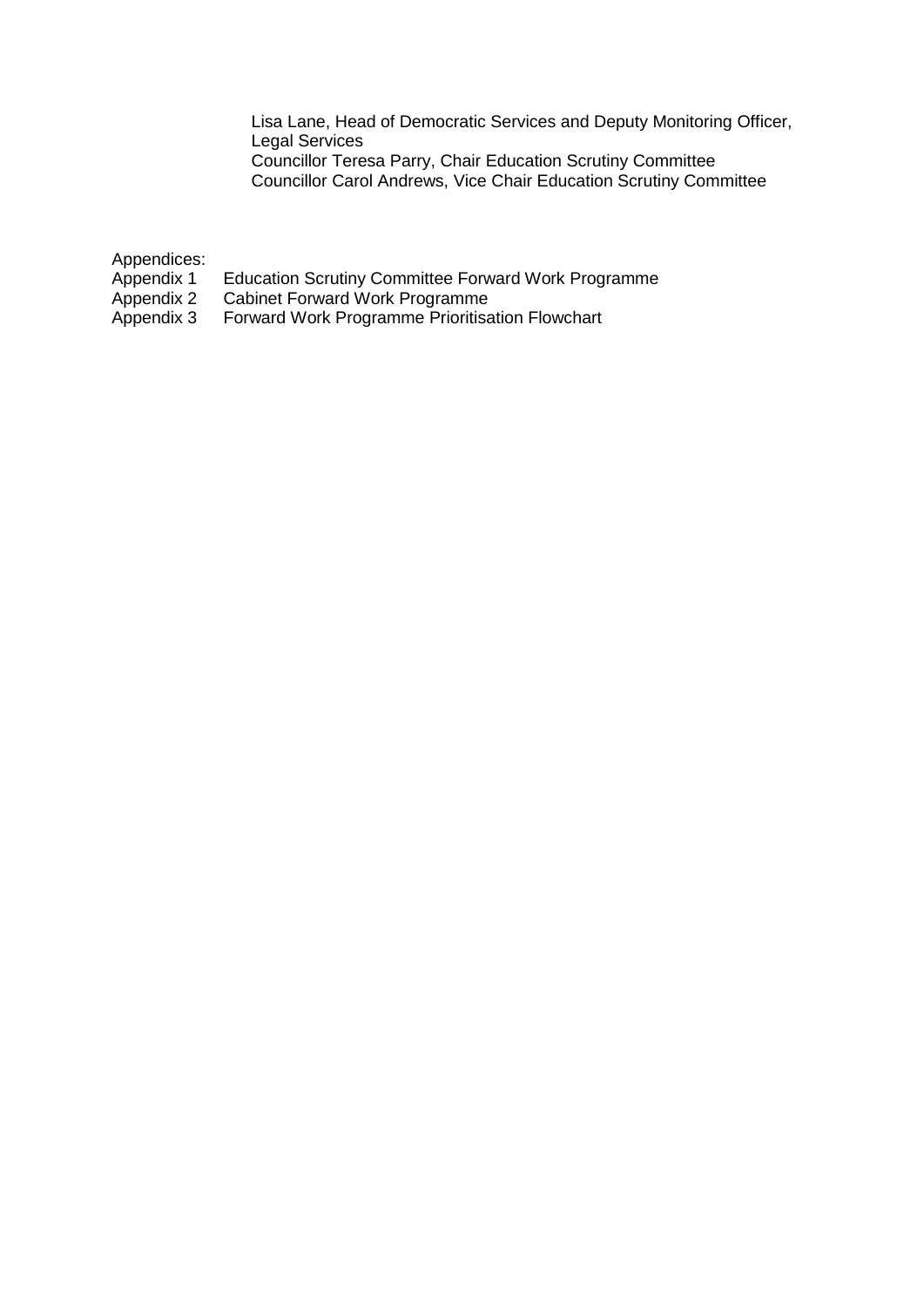Lisa Lane, Head of Democratic Services and Deputy Monitoring Officer, Legal Services
Councillor Teresa Parry, Chair Education Scrutiny Committee
Councillor Carol Andrews, Vice Chair Education Scrutiny Committee

Appendices:
Appendix 1 Education Scrutiny Committee Forward Work Programme
Appendix 2 Cabinet Forward Work Programme
Appendix 3 Forward Work Programme Prioritisation Flowchart